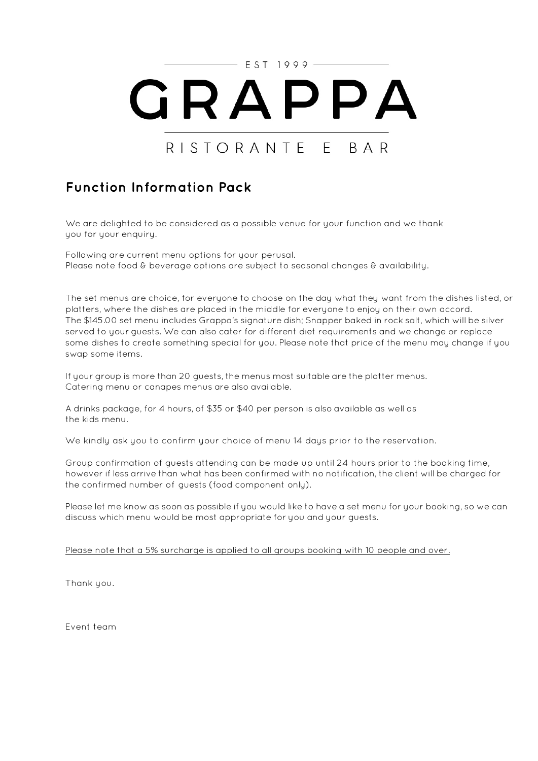EST 1999

# GRAPPA

RISTORANTE E BAR

## Function Information Pack

We are delighted to be considered as a possible venue for your function and we thank you for your enquiry.

Following are current menu options for your perusal.
Please note food & beverage options are subject to seasonal changes & availability.

The set menus are choice, for everyone to choose on the day what they want from the dishes listed, or platters, where the dishes are placed in the middle for everyone to enjoy on their own accord.
The $145.00 set menu includes Grappa's signature dish; Snapper baked in rock salt, which will be silver served to your guests. We can also cater for different diet requirements and we change or replace some dishes to create something special for you. Please note that price of the menu may change if you swap some items.

If your group is more than 20 guests, the menus most suitable are the platter menus.
Catering menu or canapes menus are also available.

A drinks package, for 4 hours, of $35 or $40 per person is also available as well as the kids menu.

We kindly ask you to confirm your choice of menu 14 days prior to the reservation.

Group confirmation of guests attending can be made up until 24 hours prior to the booking time, however if less arrive than what has been confirmed with no notification, the client will be charged for the confirmed number of guests (food component only).

Please let me know as soon as possible if you would like to have a set menu for your booking, so we can discuss which menu would be most appropriate for you and your guests.

<u>Please note that a 5% surcharge is applied to all groups booking with 10 people and over.</u>

Thank you.

Event team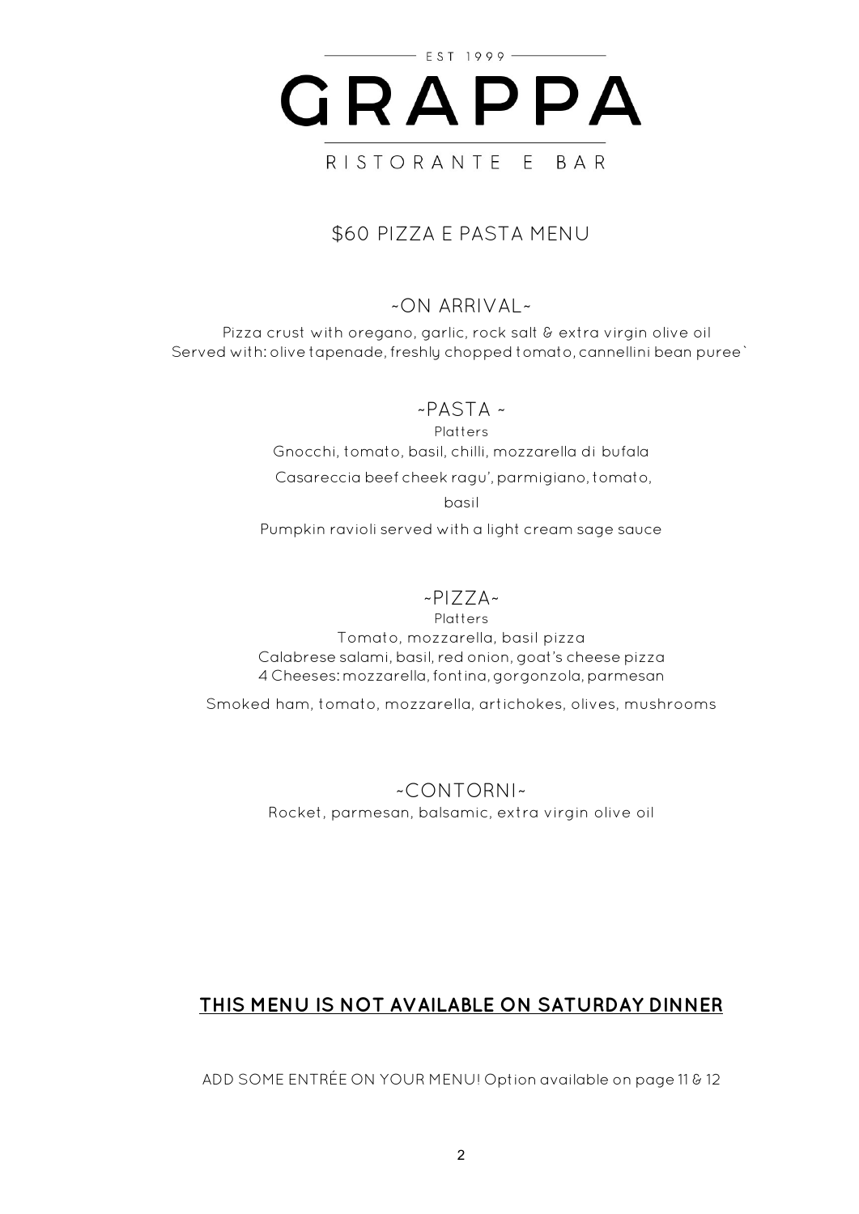EST 1999

# GRAPPA

RISTORANTE E BAR

## $60 PIZZA E PASTA MENU

### ~ON ARRIVAL~

Pizza crust with oregano, garlic, rock salt & extra virgin olive oil
Served with: olive tapenade, freshly chopped tomato, cannellini bean puree`

### ~PASTA ~

Platters

Gnocchi, tomato, basil, chilli, mozzarella di bufala

Casareccia beef cheek ragu', parmigiano, tomato, basil

Pumpkin ravioli served with a light cream sage sauce

### ~PIZZA~

Platters

Tomato, mozzarella, basil pizza
Calabrese salami, basil, red onion, goat's cheese pizza
4 Cheeses: mozzarella, fontina, gorgonzola, parmesan

Smoked ham, tomato, mozzarella, artichokes, olives, mushrooms

### ~CONTORNI~

Rocket, parmesan, balsamic, extra virgin olive oil

**THIS MENU IS NOT AVAILABLE ON SATURDAY DINNER**

ADD SOME ENTRÉE ON YOUR MENU! Option available on page 11 & 12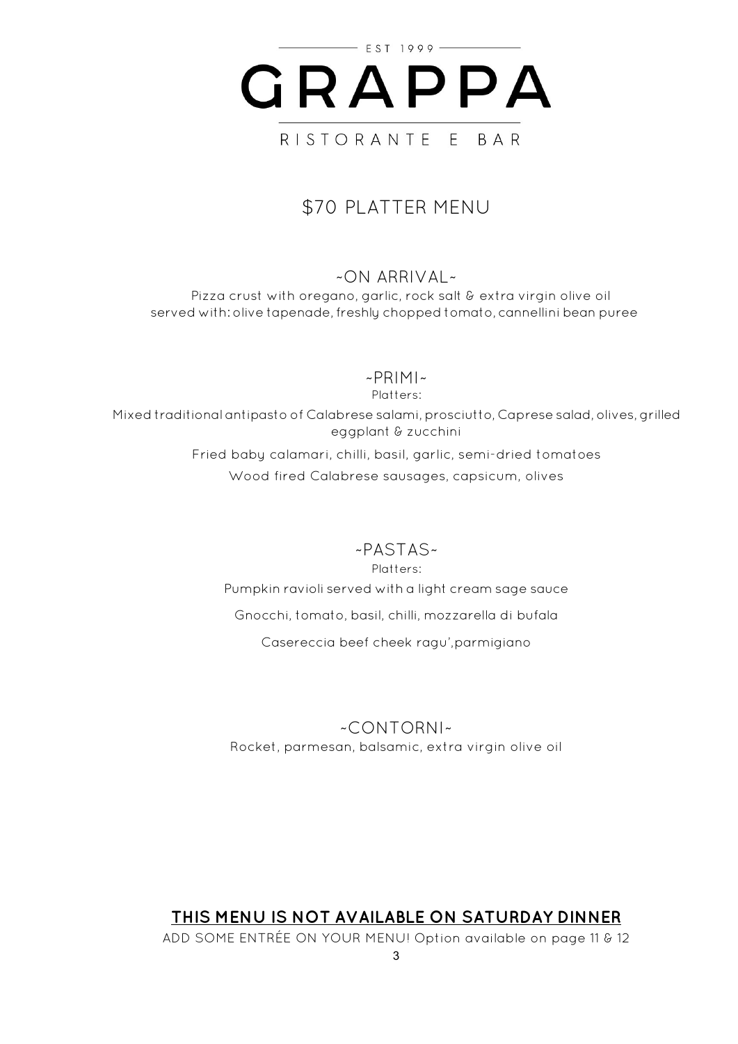EST 1999

# GRAPPA

RISTORANTE E BAR

## $70 PLATTER MENU

### ~ON ARRIVAL~

Pizza crust with oregano, garlic, rock salt & extra virgin olive oil
served with: olive tapenade, freshly chopped tomato, cannellini bean puree

### ~PRIMI~

Platters:

Mixed traditional antipasto of Calabrese salami, prosciutto, Caprese salad, olives, grilled eggplant & zucchini

Fried baby calamari, chilli, basil, garlic, semi-dried tomatoes

Wood fired Calabrese sausages, capsicum, olives

### ~PASTAS~

Platters:

Pumpkin ravioli served with a light cream sage sauce

Gnocchi, tomato, basil, chilli, mozzarella di bufala

Casereccia beef cheek ragu',parmigiano

### ~CONTORNI~

Rocket, parmesan, balsamic, extra virgin olive oil

**THIS MENU IS NOT AVAILABLE ON SATURDAY DINNER**

ADD SOME ENTRÉE ON YOUR MENU! Option available on page 11 & 12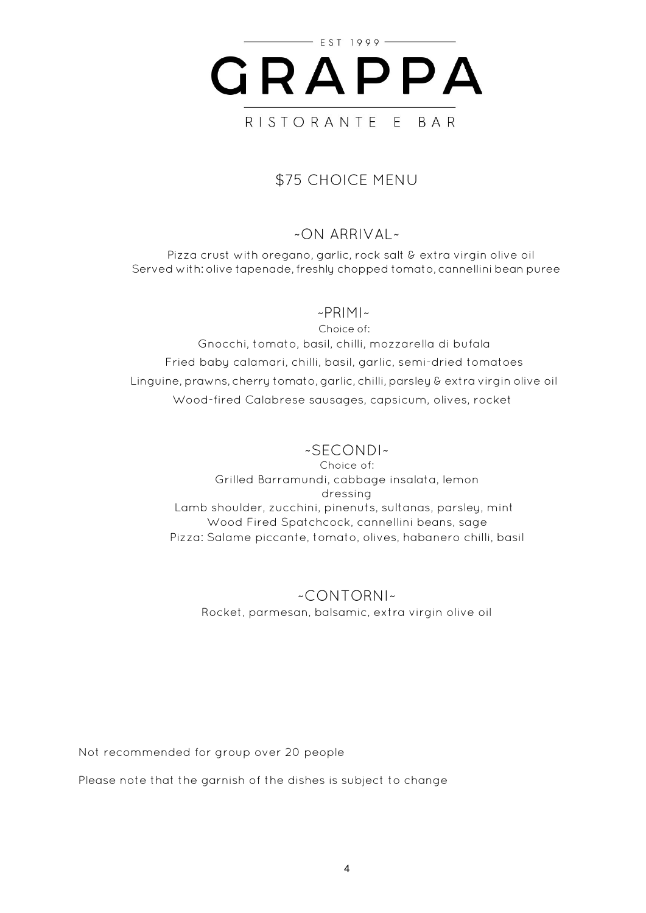EST 1999

# GRAPPA

RISTORANTE E BAR

## $75 CHOICE MENU

### ~ON ARRIVAL~

Pizza crust with oregano, garlic, rock salt & extra virgin olive oil
Served with: olive tapenade, freshly chopped tomato, cannellini bean puree

### ~PRIMI~

Choice of:

Gnocchi, tomato, basil, chilli, mozzarella di bufala

Fried baby calamari, chilli, basil, garlic, semi-dried tomatoes

Linguine, prawns, cherry tomato, garlic, chilli, parsley & extra virgin olive oil

Wood-fired Calabrese sausages, capsicum, olives, rocket

### ~SECONDI~

Choice of:

Grilled Barramundi, cabbage insalata, lemon dressing

Lamb shoulder, zucchini, pinenuts, sultanas, parsley, mint

Wood Fired Spatchcock, cannellini beans, sage

Pizza: Salame piccante, tomato, olives, habanero chilli, basil

### ~CONTORNI~

Rocket, parmesan, balsamic, extra virgin olive oil

Not recommended for group over 20 people

Please note that the garnish of the dishes is subject to change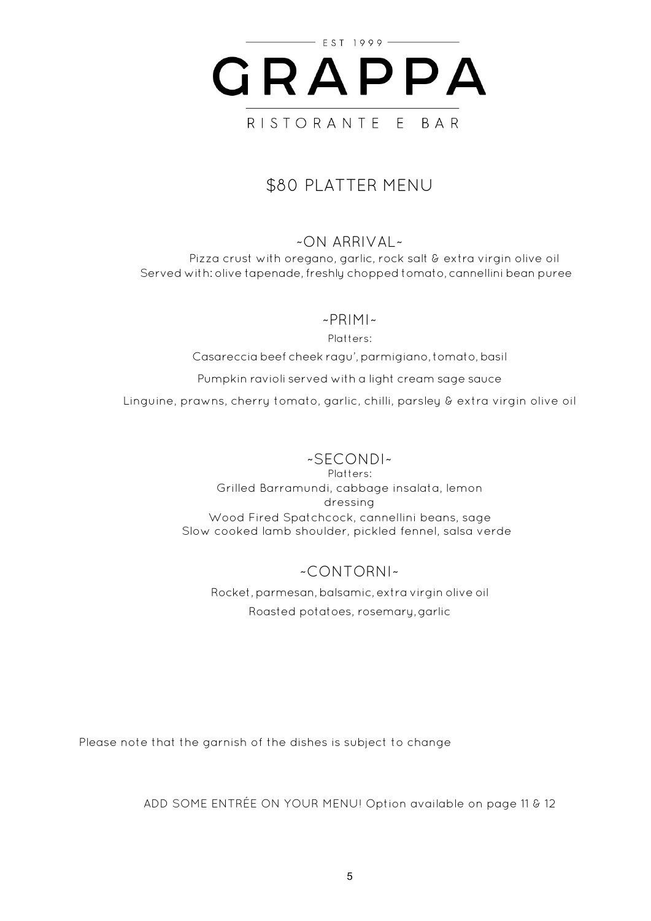EST 1999

# GRAPPA

RISTORANTE E BAR

## $80 PLATTER MENU

### ~ON ARRIVAL~

Pizza crust with oregano, garlic, rock salt & extra virgin olive oil
Served with: olive tapenade, freshly chopped tomato, cannellini bean puree

### ~PRIMI~

Platters:

Casareccia beef cheek ragu', parmigiano, tomato, basil

Pumpkin ravioli served with a light cream sage sauce

Linguine, prawns, cherry tomato, garlic, chilli, parsley & extra virgin olive oil

### ~SECONDI~

Platters:

Grilled Barramundi, cabbage insalata, lemon dressing

Wood Fired Spatchcock, cannellini beans, sage

Slow cooked lamb shoulder, pickled fennel, salsa verde

### ~CONTORNI~

Rocket, parmesan, balsamic, extra virgin olive oil

Roasted potatoes, rosemary, garlic

Please note that the garnish of the dishes is subject to change

ADD SOME ENTRÉE ON YOUR MENU! Option available on page 11 & 12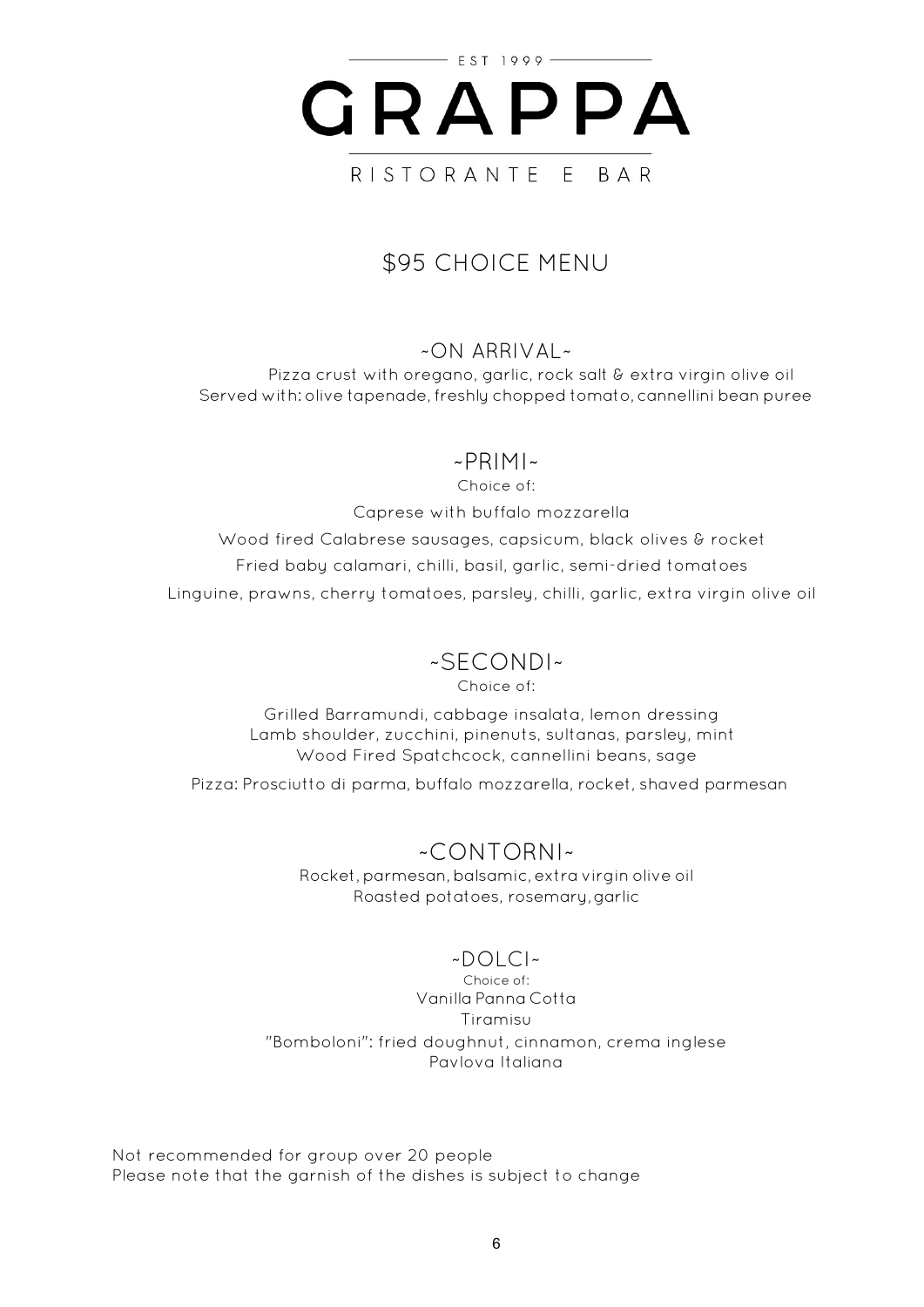EST 1999

# GRAPPA

RISTORANTE E BAR

## $95 CHOICE MENU

### ~ON ARRIVAL~

Pizza crust with oregano, garlic, rock salt & extra virgin olive oil
Served with: olive tapenade, freshly chopped tomato, cannellini bean puree

### ~PRIMI~

Choice of:

Caprese with buffalo mozzarella

Wood fired Calabrese sausages, capsicum, black olives & rocket

Fried baby calamari, chilli, basil, garlic, semi-dried tomatoes

Linguine, prawns, cherry tomatoes, parsley, chilli, garlic, extra virgin olive oil

### ~SECONDI~

Choice of:

Grilled Barramundi, cabbage insalata, lemon dressing
Lamb shoulder, zucchini, pinenuts, sultanas, parsley, mint
Wood Fired Spatchcock, cannellini beans, sage

Pizza: Prosciutto di parma, buffalo mozzarella, rocket, shaved parmesan

### ~CONTORNI~

Rocket, parmesan, balsamic, extra virgin olive oil
Roasted potatoes, rosemary, garlic

### ~DOLCI~

Choice of:
Vanilla Panna Cotta
Tiramisu
"Bomboloni": fried doughnut, cinnamon, crema inglese
Pavlova Italiana

Not recommended for group over 20 people
Please note that the garnish of the dishes is subject to change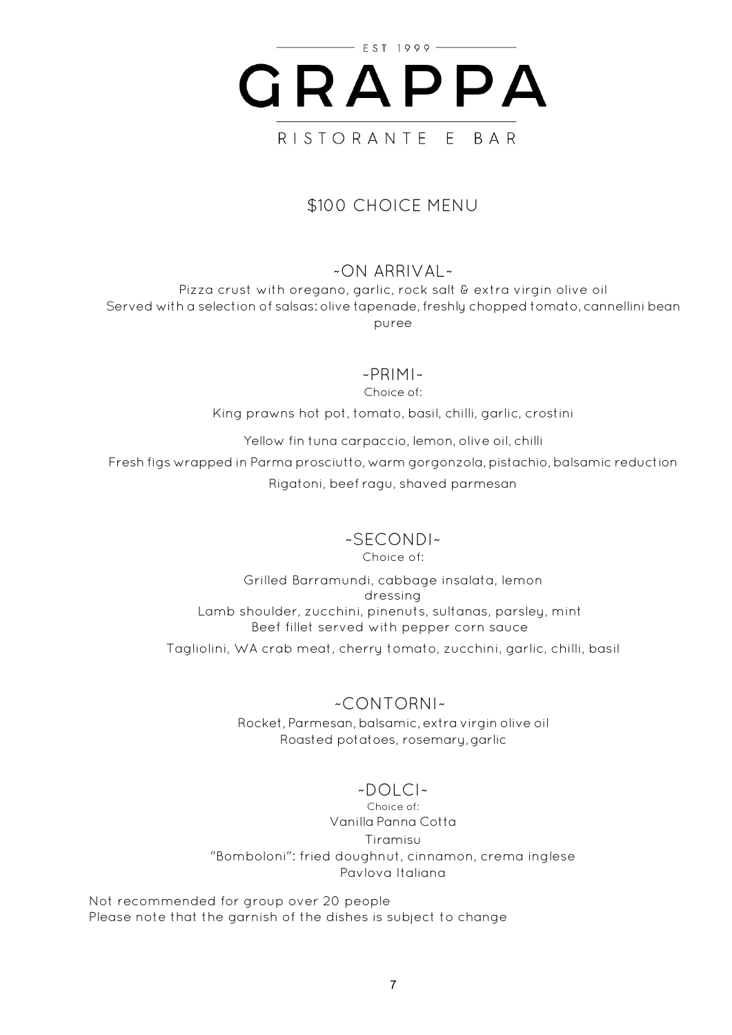EST 1999

# GRAPPA

RISTORANTE E BAR

## $100 CHOICE MENU

### ~ON ARRIVAL~

Pizza crust with oregano, garlic, rock salt & extra virgin olive oil
Served with a selection of salsas: olive tapenade, freshly chopped tomato, cannellini bean puree

### ~PRIMI~

Choice of:

King prawns hot pot, tomato, basil, chilli, garlic, crostini

Yellow fin tuna carpaccio, lemon, olive oil, chilli

Fresh figs wrapped in Parma prosciutto, warm gorgonzola, pistachio, balsamic reduction

Rigatoni, beef ragu, shaved parmesan

### ~SECONDI~

Choice of:

Grilled Barramundi, cabbage insalata, lemon dressing

Lamb shoulder, zucchini, pinenuts, sultanas, parsley, mint

Beef fillet served with pepper corn sauce

Tagliolini, WA crab meat, cherry tomato, zucchini, garlic, chilli, basil

### ~CONTORNI~

Rocket, Parmesan, balsamic, extra virgin olive oil

Roasted potatoes, rosemary, garlic

### ~DOLCI~

Choice of:

Vanilla Panna Cotta

Tiramisu

"Bomboloni": fried doughnut, cinnamon, crema inglese

Pavlova Italiana

Not recommended for group over 20 people
Please note that the garnish of the dishes is subject to change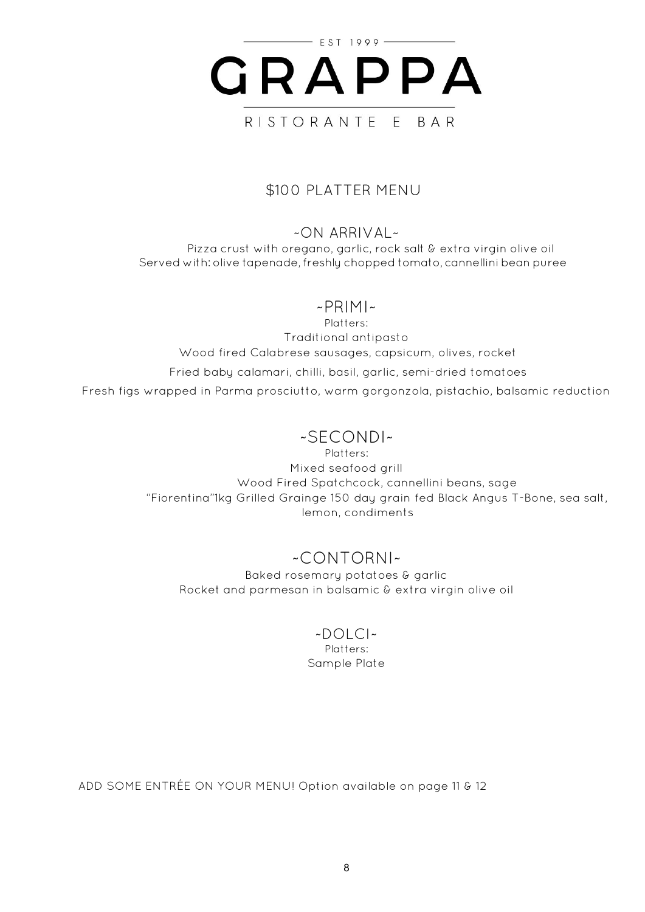EST 1999

# GRAPPA

RISTORANTE E BAR

## $100 PLATTER MENU

### ~ON ARRIVAL~

Pizza crust with oregano, garlic, rock salt & extra virgin olive oil
Served with: olive tapenade, freshly chopped tomato, cannellini bean puree

### ~PRIMI~

Platters:
Traditional antipasto
Wood fired Calabrese sausages, capsicum, olives, rocket
Fried baby calamari, chilli, basil, garlic, semi-dried tomatoes
Fresh figs wrapped in Parma prosciutto, warm gorgonzola, pistachio, balsamic reduction

### ~SECONDI~

Platters:
Mixed seafood grill
Wood Fired Spatchcock, cannellini beans, sage
"Fiorentina"1kg Grilled Grainge 150 day grain fed Black Angus T-Bone, sea salt, lemon, condiments

### ~CONTORNI~

Baked rosemary potatoes & garlic
Rocket and parmesan in balsamic & extra virgin olive oil

### ~DOLCI~

Platters:
Sample Plate

ADD SOME ENTRÉE ON YOUR MENU! Option available on page 11 & 12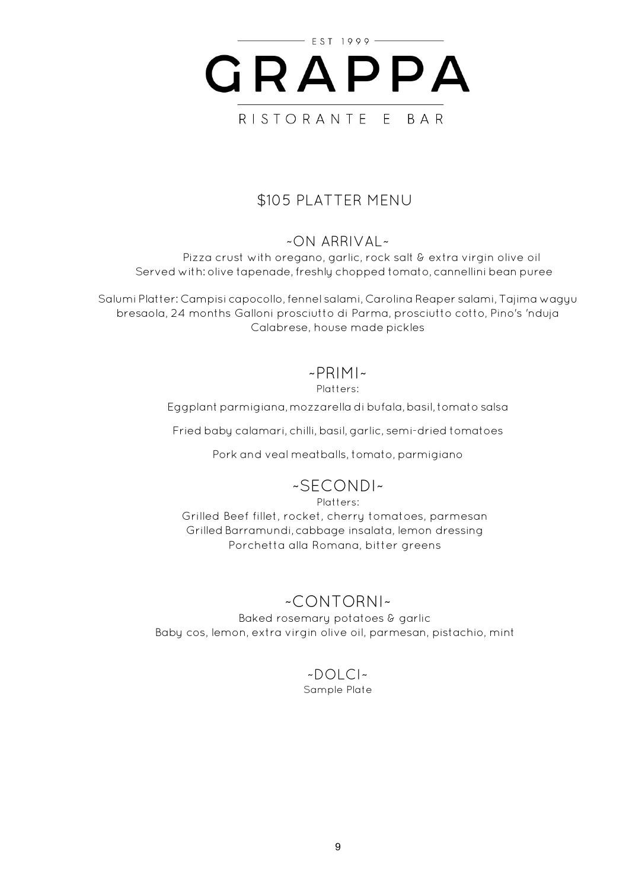EST 1999

# GRAPPA

RISTORANTE E BAR

## $105 PLATTER MENU

### ~ON ARRIVAL~

Pizza crust with oregano, garlic, rock salt & extra virgin olive oil
Served with: olive tapenade, freshly chopped tomato, cannellini bean puree

Salumi Platter: Campisi capocollo, fennel salami, Carolina Reaper salami, Tajima wagyu bresaola, 24 months Galloni prosciutto di Parma, prosciutto cotto, Pino's 'nduja Calabrese, house made pickles

### ~PRIMI~

Platters:

Eggplant parmigiana, mozzarella di bufala, basil, tomato salsa

Fried baby calamari, chilli, basil, garlic, semi-dried tomatoes

Pork and veal meatballs, tomato, parmigiano

### ~SECONDI~

Platters:
Grilled Beef fillet, rocket, cherry tomatoes, parmesan
Grilled Barramundi, cabbage insalata, lemon dressing
Porchetta alla Romana, bitter greens

### ~CONTORNI~

Baked rosemary potatoes & garlic
Baby cos, lemon, extra virgin olive oil, parmesan, pistachio, mint

### ~DOLCI~

Sample Plate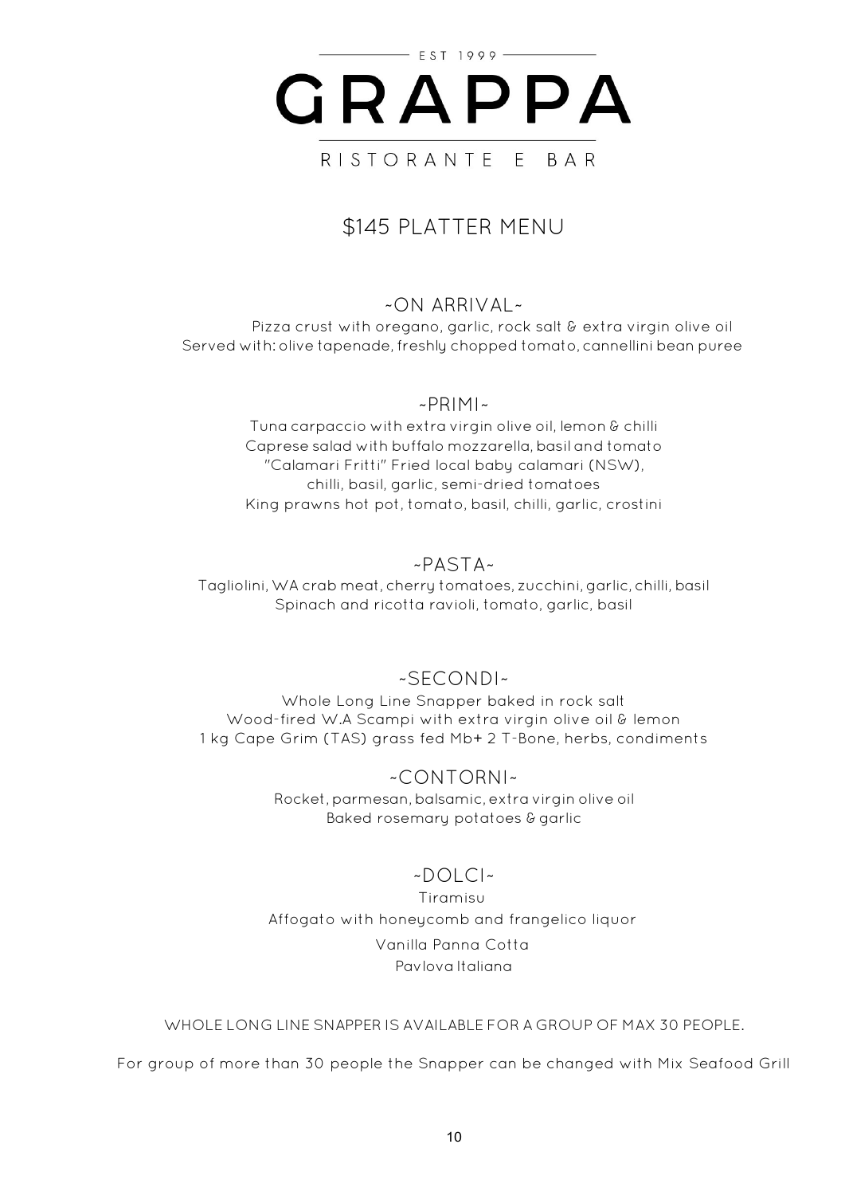EST 1999

# GRAPPA

RISTORANTE E BAR

## $145 PLATTER MENU

### ~ON ARRIVAL~

Pizza crust with oregano, garlic, rock salt & extra virgin olive oil
Served with: olive tapenade, freshly chopped tomato, cannellini bean puree

### ~PRIMI~

Tuna carpaccio with extra virgin olive oil, lemon & chilli
Caprese salad with buffalo mozzarella, basil and tomato
"Calamari Fritti" Fried local baby calamari (NSW),
chilli, basil, garlic, semi-dried tomatoes
King prawns hot pot, tomato, basil, chilli, garlic, crostini

### ~PASTA~

Tagliolini, WA crab meat, cherry tomatoes, zucchini, garlic, chilli, basil
Spinach and ricotta ravioli, tomato, garlic, basil

### ~SECONDI~

Whole Long Line Snapper baked in rock salt
Wood-fired W.A Scampi with extra virgin olive oil & lemon
1 kg Cape Grim (TAS) grass fed Mb+ 2 T-Bone, herbs, condiments

### ~CONTORNI~

Rocket, parmesan, balsamic, extra virgin olive oil
Baked rosemary potatoes & garlic

### ~DOLCI~

Tiramisu
Affogato with honeycomb and frangelico liquor
Vanilla Panna Cotta
Pavlova Italiana

WHOLE LONG LINE SNAPPER IS AVAILABLE FOR A GROUP OF MAX 30 PEOPLE.

For group of more than 30 people the Snapper can be changed with Mix Seafood Grill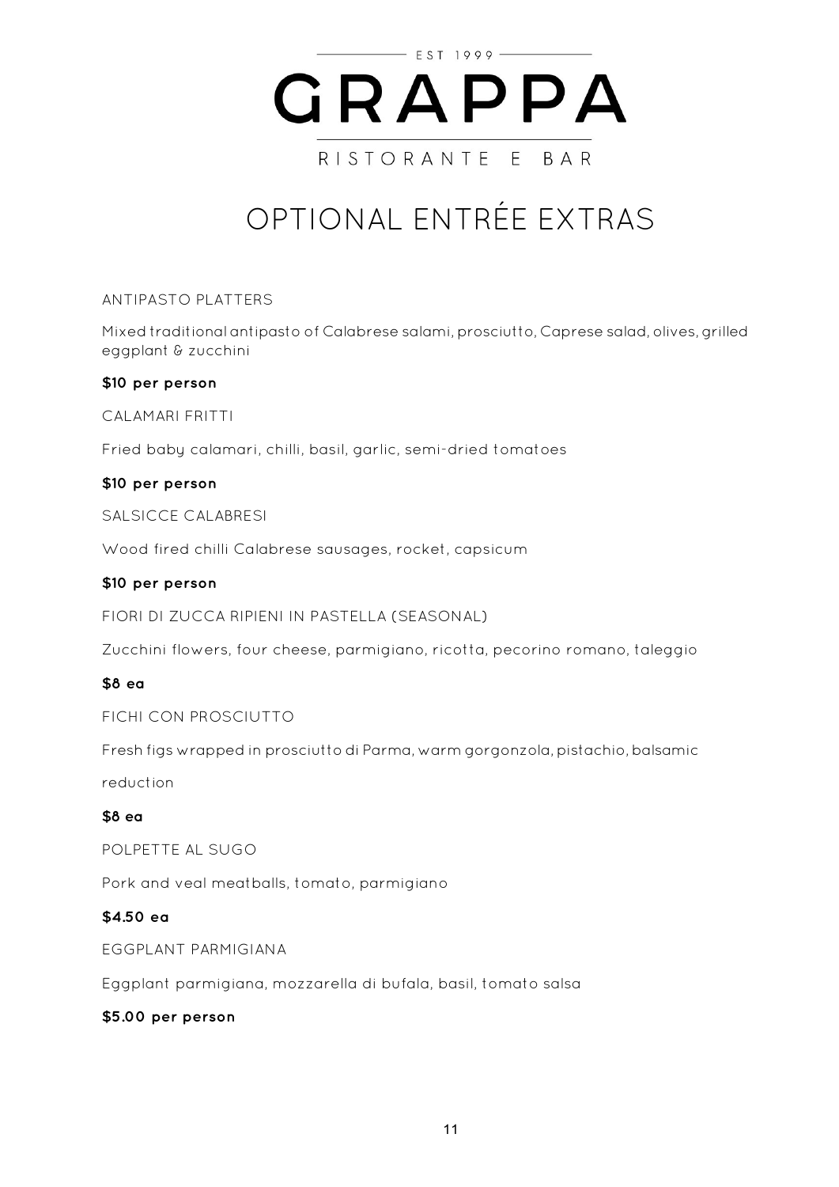EST 1999

# GRAPPA

RISTORANTE E BAR

## OPTIONAL ENTRÉE EXTRAS

ANTIPASTO PLATTERS

Mixed traditional antipasto of Calabrese salami, prosciutto, Caprese salad, olives, grilled eggplant & zucchini

**$10 per person**

CALAMARI FRITTI

Fried baby calamari, chilli, basil, garlic, semi-dried tomatoes

**$10 per person**

SALSICCE CALABRESI

Wood fired chilli Calabrese sausages, rocket, capsicum

**$10 per person**

FIORI DI ZUCCA RIPIENI IN PASTELLA (SEASONAL)

Zucchini flowers, four cheese, parmigiano, ricotta, pecorino romano, taleggio

**$8 ea**

FICHI CON PROSCIUTTO

Fresh figs wrapped in prosciutto di Parma, warm gorgonzola, pistachio, balsamic reduction

**$8 ea**

POLPETTE AL SUGO

Pork and veal meatballs, tomato, parmigiano

**$4.50 ea**

EGGPLANT PARMIGIANA

Eggplant parmigiana, mozzarella di bufala, basil, tomato salsa

**$5.00 per person**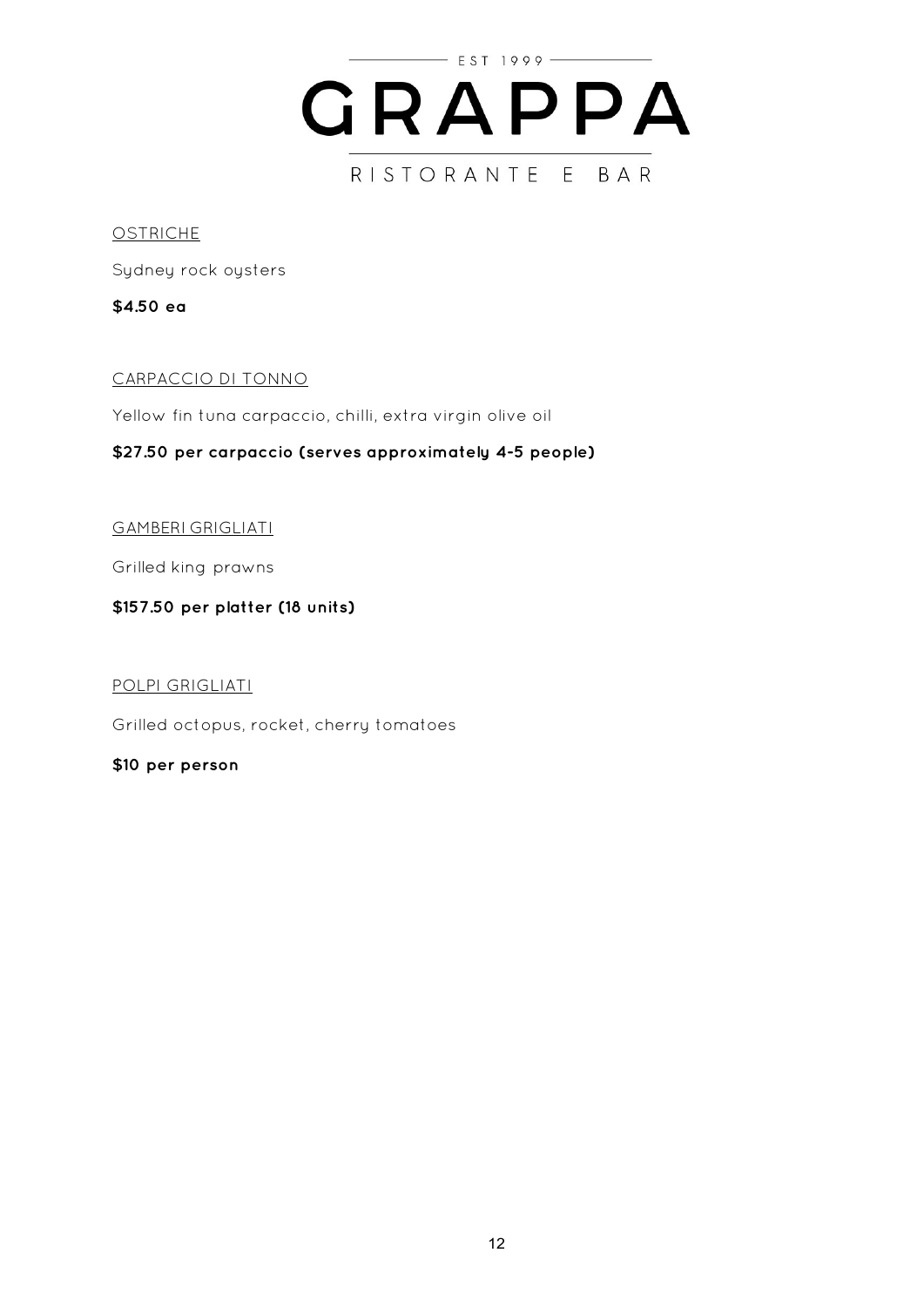EST 1999

# GRAPPA

RISTORANTE E BAR

OSTRICHE

Sydney rock oysters

**$4.50 ea**

CARPACCIO DI TONNO

Yellow fin tuna carpaccio, chilli, extra virgin olive oil

**$27.50 per carpaccio (serves approximately 4-5 people)**

GAMBERI GRIGLIATI

Grilled king prawns

**$157.50 per platter (18 units)**

POLPI GRIGLIATI

Grilled octopus, rocket, cherry tomatoes

**$10 per person**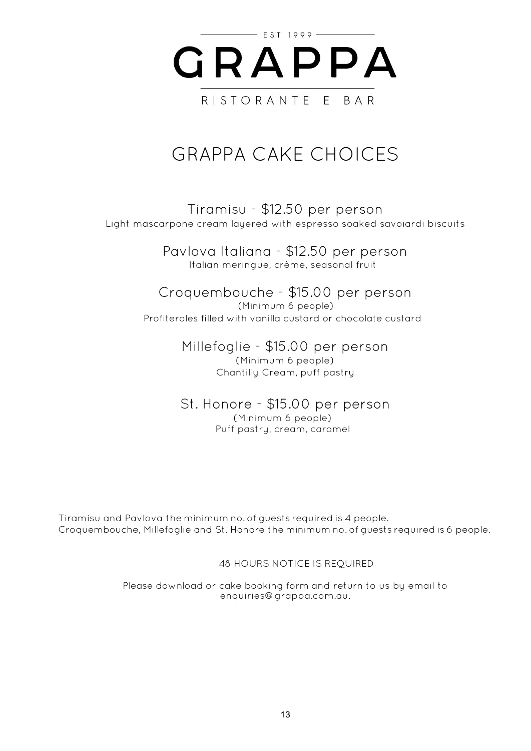EST 1999

# GRAPPA

RISTORANTE E BAR

## GRAPPA CAKE CHOICES

### Tiramisu - $12.50 per person

Light mascarpone cream layered with espresso soaked savoiardi biscuits

### Pavlova Italiana - $12.50 per person

Italian meringue, crème, seasonal fruit

### Croquembouche - $15.00 per person

(Minimum 6 people)

Profiteroles filled with vanilla custard or chocolate custard

### Millefoglie - $15.00 per person

(Minimum 6 people)

Chantilly Cream, puff pastry

### St. Honore - $15.00 per person

(Minimum 6 people)

Puff pastry, cream, caramel

Tiramisu and Pavlova the minimum no. of guests required is 4 people.
Croquembouche, Millefoglie and St. Honore the minimum no. of guests required is 6 people.

48 HOURS NOTICE IS REQUIRED

Please download or cake booking form and return to us by email to enquiries@grappa.com.au.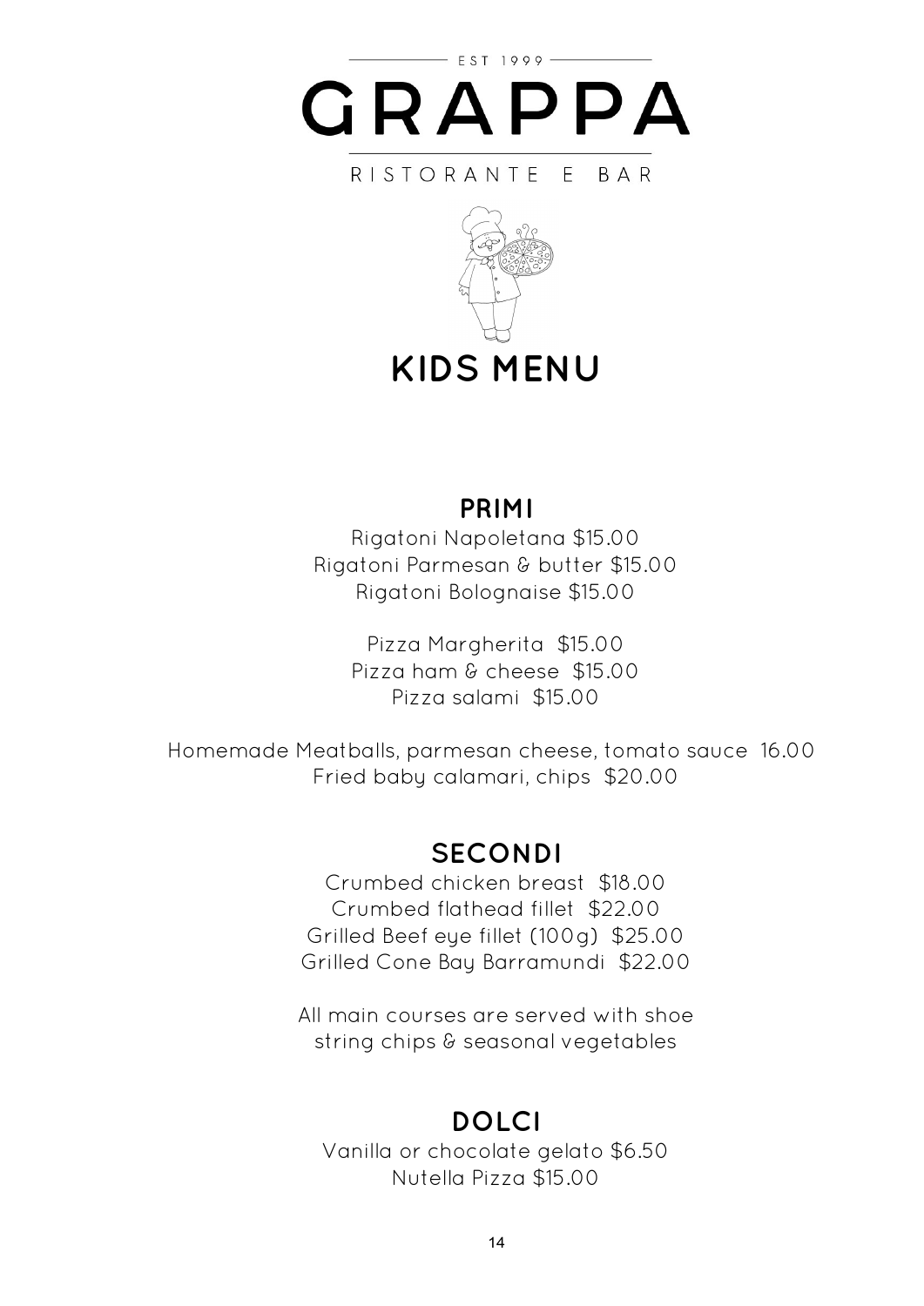EST 1999

# GRAPPA

RISTORANTE E BAR

## KIDS MENU

### PRIMI

Rigatoni Napoletana $15.00
Rigatoni Parmesan & butter $15.00
Rigatoni Bolognaise $15.00

Pizza Margherita $15.00
Pizza ham & cheese $15.00
Pizza salami $15.00

Homemade Meatballs, parmesan cheese, tomato sauce 16.00
Fried baby calamari, chips $20.00

### SECONDI

Crumbed chicken breast $18.00
Crumbed flathead fillet $22.00
Grilled Beef eye fillet (100g) $25.00
Grilled Cone Bay Barramundi $22.00

All main courses are served with shoe string chips & seasonal vegetables

### DOLCI

Vanilla or chocolate gelato $6.50
Nutella Pizza $15.00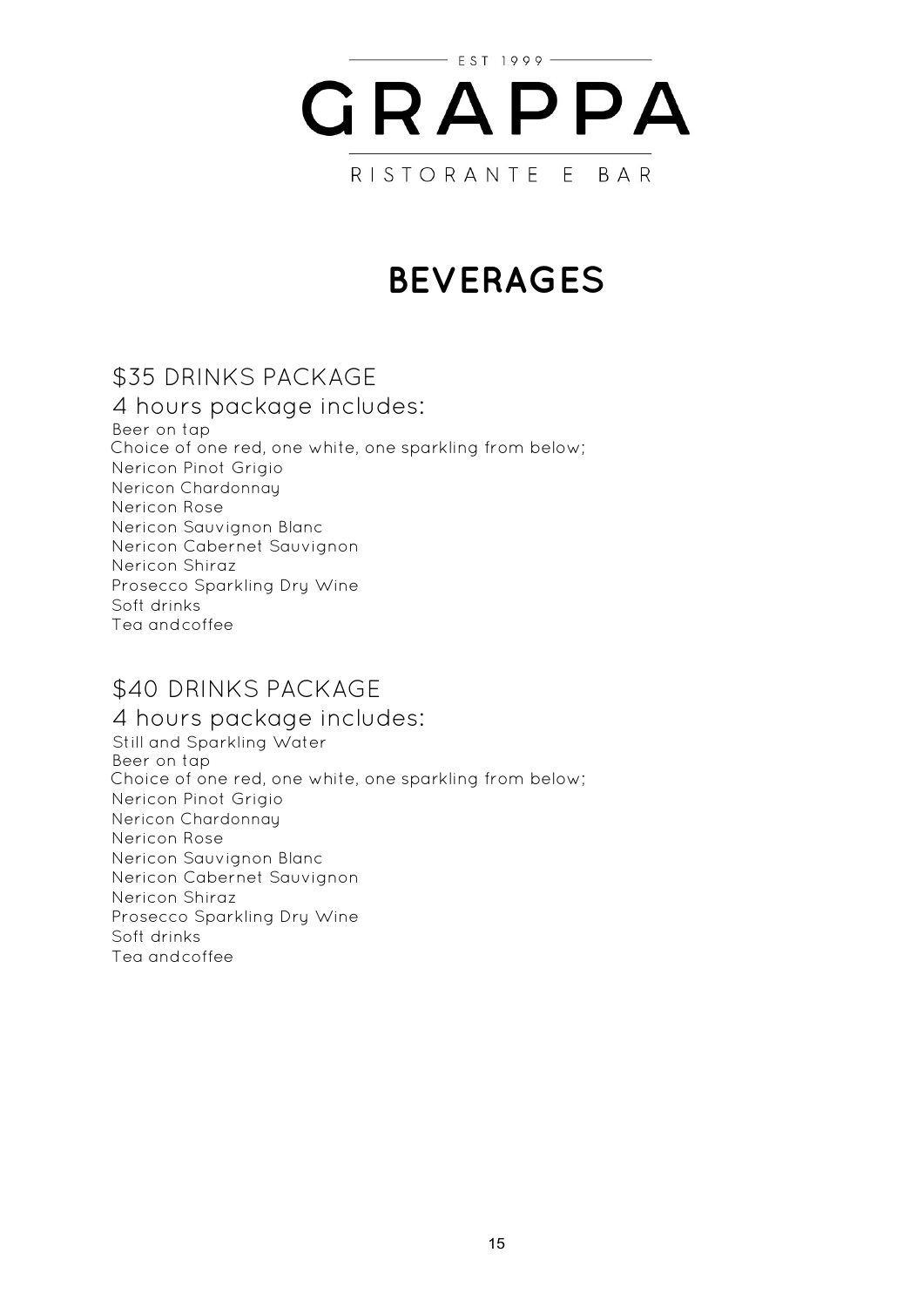EST 1999

# GRAPPA

RISTORANTE E BAR

## BEVERAGES

### $35 DRINKS PACKAGE

#### 4 hours package includes:

Beer on tap
Choice of one red, one white, one sparkling from below;
Nericon Pinot Grigio
Nericon Chardonnay
Nericon Rose
Nericon Sauvignon Blanc
Nericon Cabernet Sauvignon
Nericon Shiraz
Prosecco Sparkling Dry Wine
Soft drinks
Tea andcoffee

### $40 DRINKS PACKAGE

#### 4 hours package includes:

Still and Sparkling Water
Beer on tap
Choice of one red, one white, one sparkling from below;
Nericon Pinot Grigio
Nericon Chardonnay
Nericon Rose
Nericon Sauvignon Blanc
Nericon Cabernet Sauvignon
Nericon Shiraz
Prosecco Sparkling Dry Wine
Soft drinks
Tea andcoffee